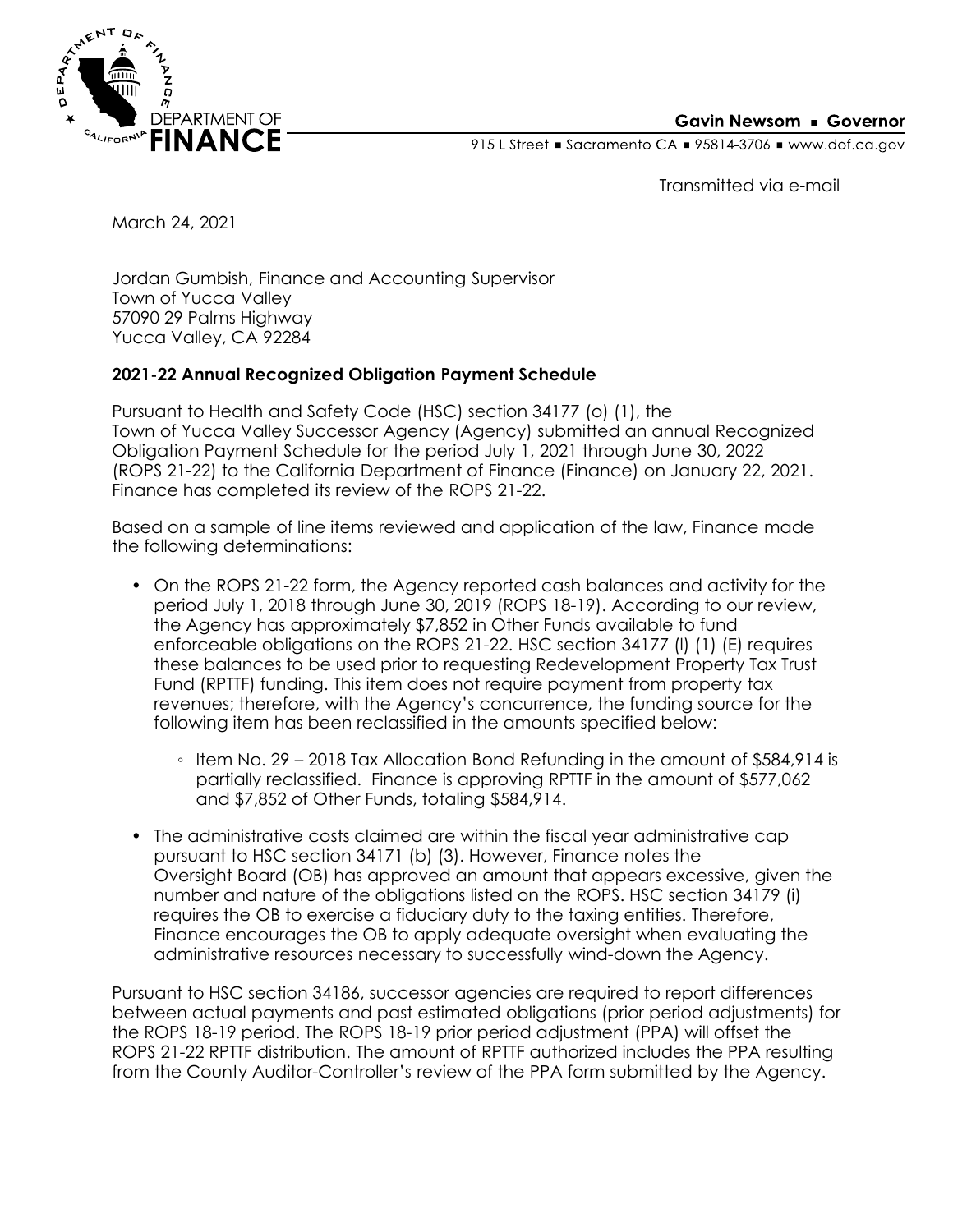DEPARTMENT OF **FINANCE**

**Gavin Newsom ▪ Governor**

915 L Street ▪ Sacramento CA ▪ 95814-3706 ▪ www.dof.ca.gov

Transmitted via e-mail

March 24, 2021

Jordan Gumbish, Finance and Accounting Supervisor
Town of Yucca Valley
57090 29 Palms Highway
Yucca Valley, CA 92284

**2021-22 Annual Recognized Obligation Payment Schedule**

Pursuant to Health and Safety Code (HSC) section 34177 (o) (1), the Town of Yucca Valley Successor Agency (Agency) submitted an annual Recognized Obligation Payment Schedule for the period July 1, 2021 through June 30, 2022 (ROPS 21-22) to the California Department of Finance (Finance) on January 22, 2021. Finance has completed its review of the ROPS 21-22.

Based on a sample of line items reviewed and application of the law, Finance made the following determinations:

- On the ROPS 21-22 form, the Agency reported cash balances and activity for the period July 1, 2018 through June 30, 2019 (ROPS 18-19). According to our review, the Agency has approximately $7,852 in Other Funds available to fund enforceable obligations on the ROPS 21-22. HSC section 34177 (l) (1) (E) requires these balances to be used prior to requesting Redevelopment Property Tax Trust Fund (RPTTF) funding. This item does not require payment from property tax revenues; therefore, with the Agency's concurrence, the funding source for the following item has been reclassified in the amounts specified below:
    - Item No. 29 – 2018 Tax Allocation Bond Refunding in the amount of $584,914 is partially reclassified. Finance is approving RPTTF in the amount of $577,062 and $7,852 of Other Funds, totaling $584,914.
- The administrative costs claimed are within the fiscal year administrative cap pursuant to HSC section 34171 (b) (3). However, Finance notes the Oversight Board (OB) has approved an amount that appears excessive, given the number and nature of the obligations listed on the ROPS. HSC section 34179 (i) requires the OB to exercise a fiduciary duty to the taxing entities. Therefore, Finance encourages the OB to apply adequate oversight when evaluating the administrative resources necessary to successfully wind-down the Agency.

Pursuant to HSC section 34186, successor agencies are required to report differences between actual payments and past estimated obligations (prior period adjustments) for the ROPS 18-19 period. The ROPS 18-19 prior period adjustment (PPA) will offset the ROPS 21-22 RPTTF distribution. The amount of RPTTF authorized includes the PPA resulting from the County Auditor-Controller's review of the PPA form submitted by the Agency.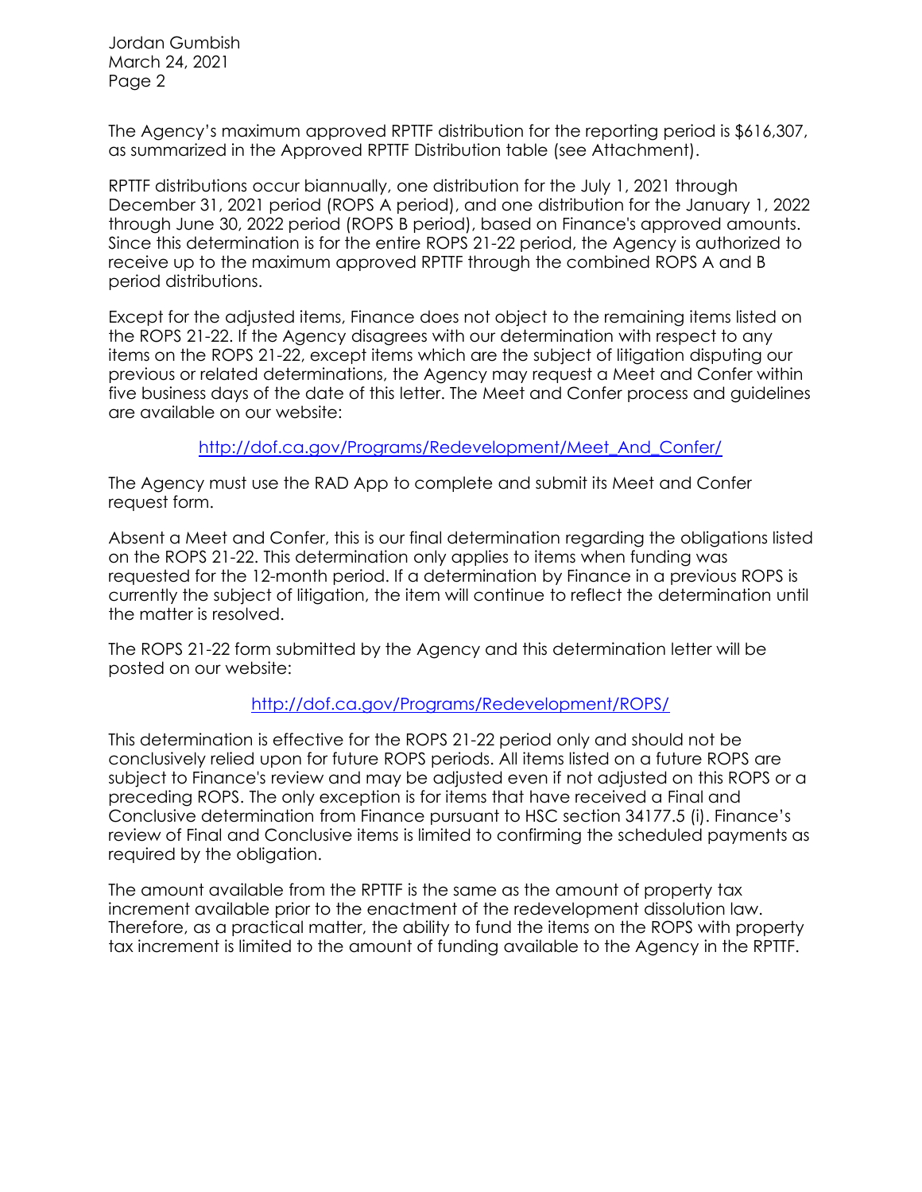The Agency's maximum approved RPTTF distribution for the reporting period is $616,307, as summarized in the Approved RPTTF Distribution table (see Attachment).

RPTTF distributions occur biannually, one distribution for the July 1, 2021 through December 31, 2021 period (ROPS A period), and one distribution for the January 1, 2022 through June 30, 2022 period (ROPS B period), based on Finance's approved amounts. Since this determination is for the entire ROPS 21-22 period, the Agency is authorized to receive up to the maximum approved RPTTF through the combined ROPS A and B period distributions.

Except for the adjusted items, Finance does not object to the remaining items listed on the ROPS 21-22. If the Agency disagrees with our determination with respect to any items on the ROPS 21-22, except items which are the subject of litigation disputing our previous or related determinations, the Agency may request a Meet and Confer within five business days of the date of this letter. The Meet and Confer process and guidelines are available on our website:

http://dof.ca.gov/Programs/Redevelopment/Meet_And_Confer/

The Agency must use the RAD App to complete and submit its Meet and Confer request form.

Absent a Meet and Confer, this is our final determination regarding the obligations listed on the ROPS 21-22. This determination only applies to items when funding was requested for the 12-month period. If a determination by Finance in a previous ROPS is currently the subject of litigation, the item will continue to reflect the determination until the matter is resolved.

The ROPS 21-22 form submitted by the Agency and this determination letter will be posted on our website:

http://dof.ca.gov/Programs/Redevelopment/ROPS/

This determination is effective for the ROPS 21-22 period only and should not be conclusively relied upon for future ROPS periods. All items listed on a future ROPS are subject to Finance's review and may be adjusted even if not adjusted on this ROPS or a preceding ROPS. The only exception is for items that have received a Final and Conclusive determination from Finance pursuant to HSC section 34177.5 (i). Finance's review of Final and Conclusive items is limited to confirming the scheduled payments as required by the obligation.

The amount available from the RPTTF is the same as the amount of property tax increment available prior to the enactment of the redevelopment dissolution law. Therefore, as a practical matter, the ability to fund the items on the ROPS with property tax increment is limited to the amount of funding available to the Agency in the RPTTF.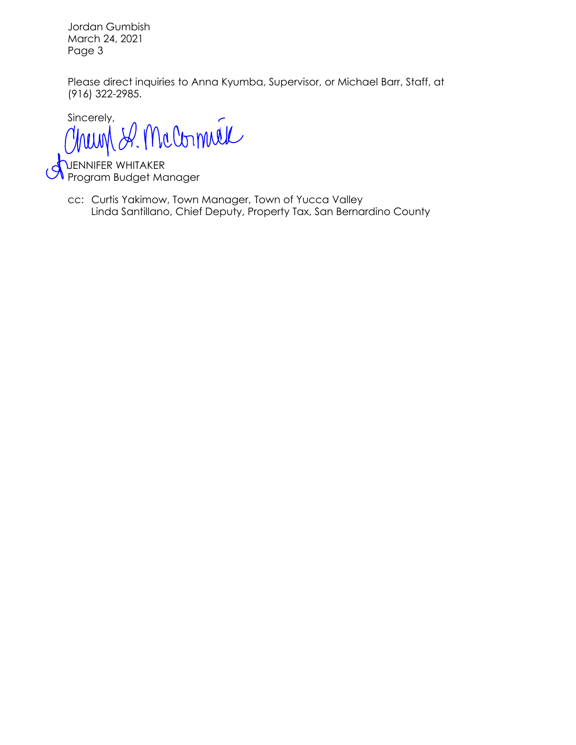Please direct inquiries to Anna Kyumba, Supervisor, or Michael Barr, Staff, at (916) 322-2985.

Sincerely,

JENNIFER WHITAKER
Program Budget Manager

cc: Curtis Yakimow, Town Manager, Town of Yucca Valley
Linda Santillano, Chief Deputy, Property Tax, San Bernardino County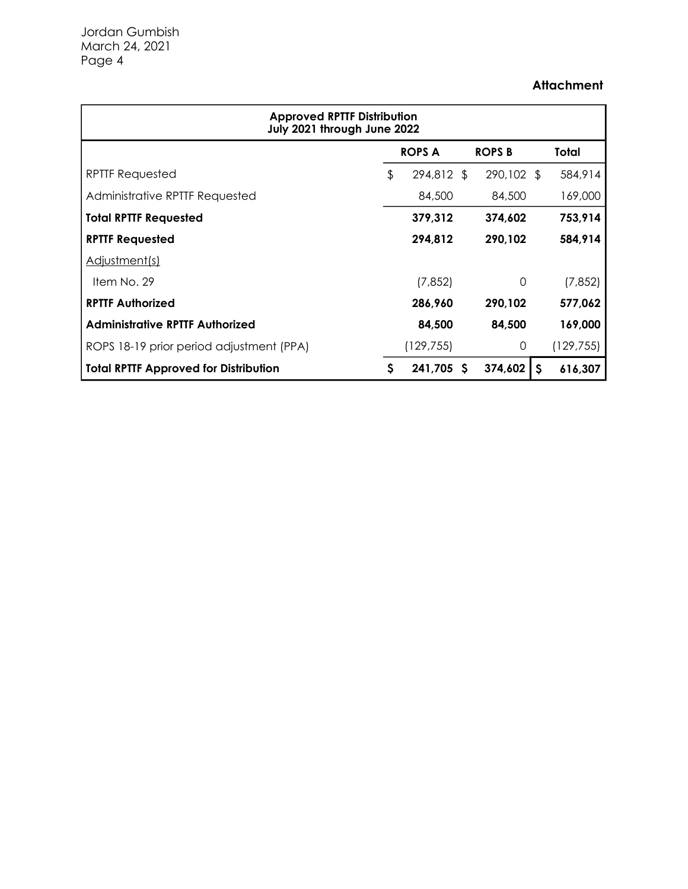**Attachment**

| Approved RPTTF Distribution July 2021 through June 2022 | | | |
|---|---|---|---|
| | **ROPS A** | **ROPS B** | **Total** |
| RPTTF Requested | $ 294,812 | $ 290,102 | $ 584,914 |
| Administrative RPTTF Requested | 84,500 | 84,500 | 169,000 |
| **Total RPTTF Requested** | **379,312** | **374,602** | **753,914** |
| **RPTTF Requested** | **294,812** | **290,102** | **584,914** |
| Adjustment(s) | | | |
| Item No. 29 | (7,852) | 0 | (7,852) |
| **RPTTF Authorized** | **286,960** | **290,102** | **577,062** |
| **Administrative RPTTF Authorized** | **84,500** | **84,500** | **169,000** |
| ROPS 18-19 prior period adjustment (PPA) | (129,755) | 0 | (129,755) |
| **Total RPTTF Approved for Distribution** | **$ 241,705** | **$ 374,602** | **$ 616,307** |